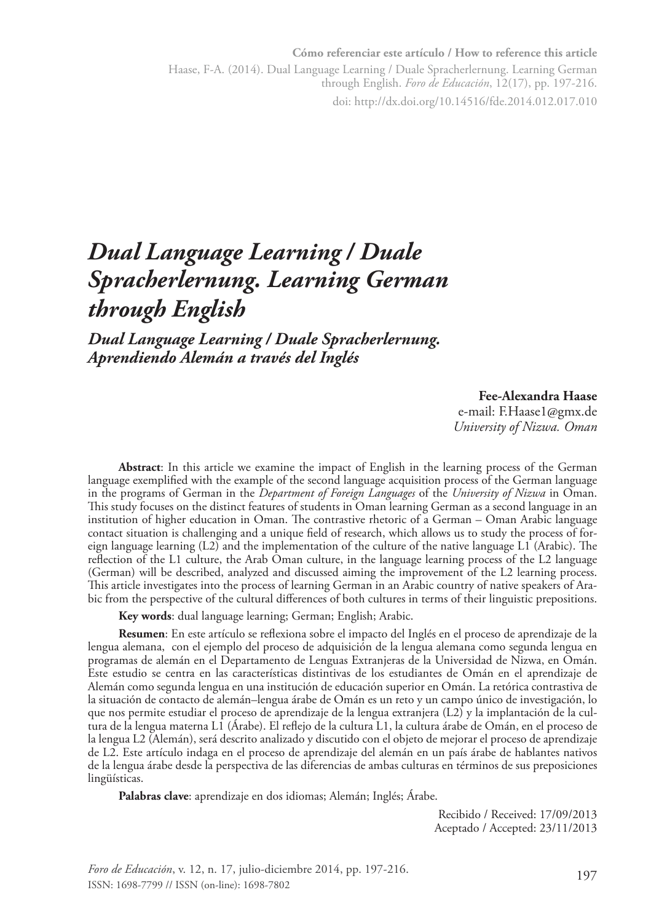**Cómo referenciar este artículo / How to reference this article**

Haase, F-A. (2014). Dual Language Learning / Duale Spracherlernung. Learning German through English. *Foro de Educación*, 12(17), pp. 197-216.

doi: http://dx.doi.org/10.14516/fde.2014.012.017.010

# *Dual Language Learning / Duale Spracherlernung. Learning German through English*

## *Dual Language Learning / Duale Spracherlernung. Aprendiendo Alemán a través del Inglés*

**Fee-Alexandra Haase**
e-mail: F.Haase1@gmx.de
*University of Nizwa. Oman*

**Abstract**: In this article we examine the impact of English in the learning process of the German language exemplified with the example of the second language acquisition process of the German language in the programs of German in the *Department of Foreign Languages* of the *University of Nizwa* in Oman. This study focuses on the distinct features of students in Oman learning German as a second language in an institution of higher education in Oman. The contrastive rhetoric of a German – Oman Arabic language contact situation is challenging and a unique field of research, which allows us to study the process of foreign language learning (L2) and the implementation of the culture of the native language L1 (Arabic). The reflection of the L1 culture, the Arab Oman culture, in the language learning process of the L2 language (German) will be described, analyzed and discussed aiming the improvement of the L2 learning process. This article investigates into the process of learning German in an Arabic country of native speakers of Arabic from the perspective of the cultural differences of both cultures in terms of their linguistic prepositions.

**Key words**: dual language learning; German; English; Arabic.

**Resumen**: En este artículo se reflexiona sobre el impacto del Inglés en el proceso de aprendizaje de la lengua alemana, con el ejemplo del proceso de adquisición de la lengua alemana como segunda lengua en programas de alemán en el Departamento de Lenguas Extranjeras de la Universidad de Nizwa, en Omán. Este estudio se centra en las características distintivas de los estudiantes de Omán en el aprendizaje de Alemán como segunda lengua en una institución de educación superior en Omán. La retórica contrastiva de la situación de contacto de alemán–lengua árabe de Omán es un reto y un campo único de investigación, lo que nos permite estudiar el proceso de aprendizaje de la lengua extranjera (L2) y la implantación de la cultura de la lengua materna L1 (Árabe). El reflejo de la cultura L1, la cultura árabe de Omán, en el proceso de la lengua L2 (Alemán), será descrito analizado y discutido con el objeto de mejorar el proceso de aprendizaje de L2. Este artículo indaga en el proceso de aprendizaje del alemán en un país árabe de hablantes nativos de la lengua árabe desde la perspectiva de las diferencias de ambas culturas en términos de sus preposiciones lingüísticas.

**Palabras clave**: aprendizaje en dos idiomas; Alemán; Inglés; Árabe.

Recibido / Received: 17/09/2013
Aceptado / Accepted: 23/11/2013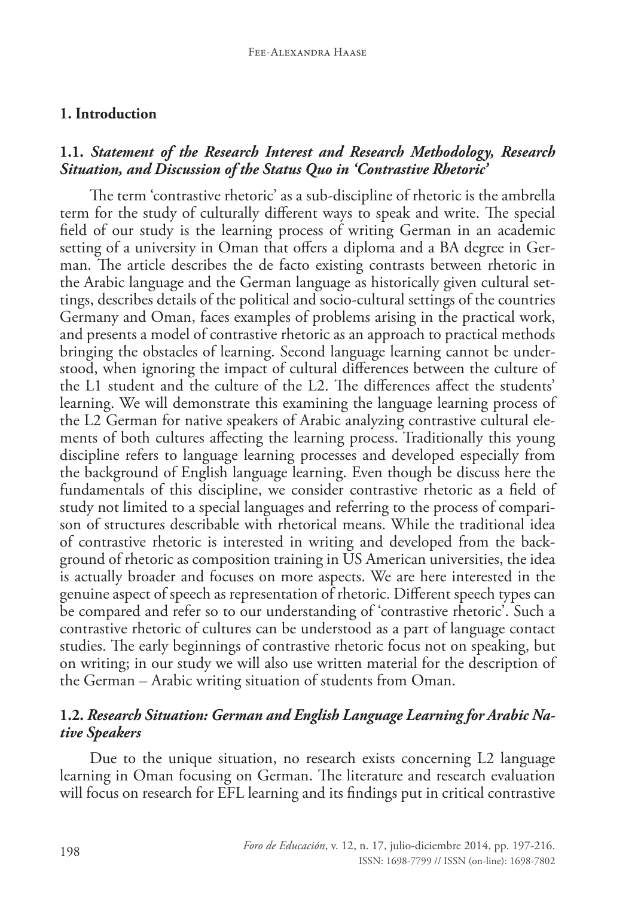## 1. Introduction

### 1.1. *Statement of the Research Interest and Research Methodology, Research Situation, and Discussion of the Status Quo in 'Contrastive Rhetoric'*

The term 'contrastive rhetoric' as a sub-discipline of rhetoric is the ambrella term for the study of culturally different ways to speak and write. The special field of our study is the learning process of writing German in an academic setting of a university in Oman that offers a diploma and a BA degree in German. The article describes the de facto existing contrasts between rhetoric in the Arabic language and the German language as historically given cultural settings, describes details of the political and socio-cultural settings of the countries Germany and Oman, faces examples of problems arising in the practical work, and presents a model of contrastive rhetoric as an approach to practical methods bringing the obstacles of learning. Second language learning cannot be understood, when ignoring the impact of cultural differences between the culture of the L1 student and the culture of the L2. The differences affect the students' learning. We will demonstrate this examining the language learning process of the L2 German for native speakers of Arabic analyzing contrastive cultural elements of both cultures affecting the learning process. Traditionally this young discipline refers to language learning processes and developed especially from the background of English language learning. Even though be discuss here the fundamentals of this discipline, we consider contrastive rhetoric as a field of study not limited to a special languages and referring to the process of comparison of structures describable with rhetorical means. While the traditional idea of contrastive rhetoric is interested in writing and developed from the background of rhetoric as composition training in US American universities, the idea is actually broader and focuses on more aspects. We are here interested in the genuine aspect of speech as representation of rhetoric. Different speech types can be compared and refer so to our understanding of 'contrastive rhetoric'. Such a contrastive rhetoric of cultures can be understood as a part of language contact studies. The early beginnings of contrastive rhetoric focus not on speaking, but on writing; in our study we will also use written material for the description of the German – Arabic writing situation of students from Oman.

### 1.2. *Research Situation: German and English Language Learning for Arabic Native Speakers*

Due to the unique situation, no research exists concerning L2 language learning in Oman focusing on German. The literature and research evaluation will focus on research for EFL learning and its findings put in critical contrastive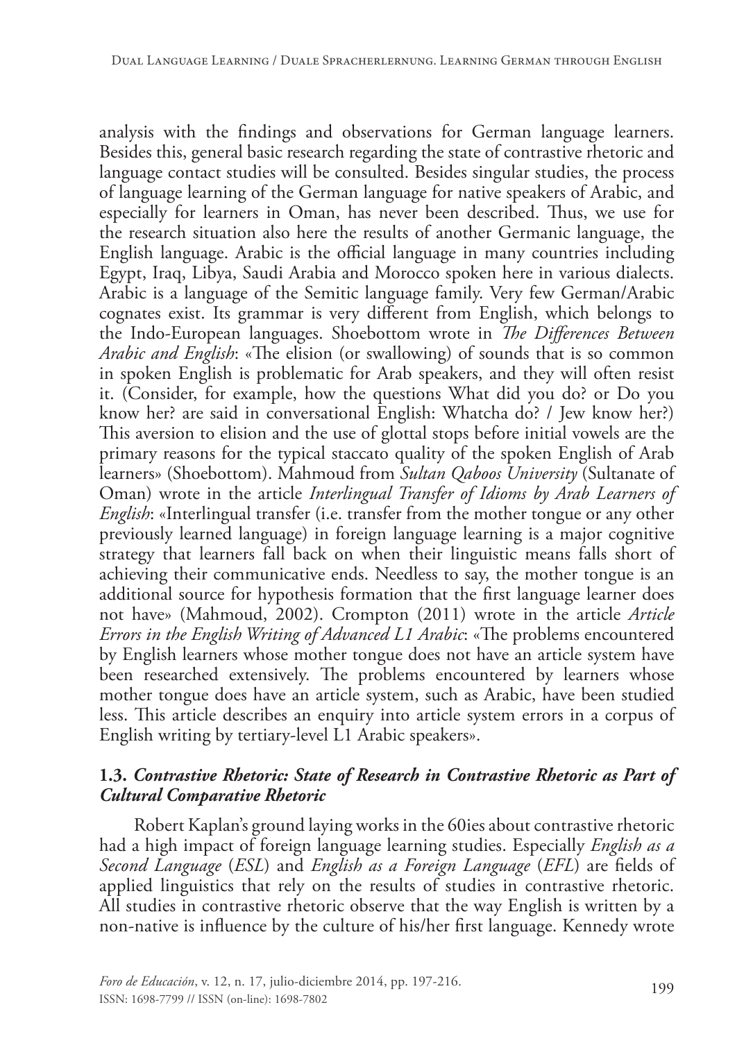analysis with the findings and observations for German language learners. Besides this, general basic research regarding the state of contrastive rhetoric and language contact studies will be consulted. Besides singular studies, the process of language learning of the German language for native speakers of Arabic, and especially for learners in Oman, has never been described. Thus, we use for the research situation also here the results of another Germanic language, the English language. Arabic is the official language in many countries including Egypt, Iraq, Libya, Saudi Arabia and Morocco spoken here in various dialects. Arabic is a language of the Semitic language family. Very few German/Arabic cognates exist. Its grammar is very different from English, which belongs to the Indo-European languages. Shoebottom wrote in *The Differences Between Arabic and English*: «The elision (or swallowing) of sounds that is so common in spoken English is problematic for Arab speakers, and they will often resist it. (Consider, for example, how the questions What did you do? or Do you know her? are said in conversational English: Whatcha do? / Jew know her?) This aversion to elision and the use of glottal stops before initial vowels are the primary reasons for the typical staccato quality of the spoken English of Arab learners» (Shoebottom). Mahmoud from *Sultan Qaboos University* (Sultanate of Oman) wrote in the article *Interlingual Transfer of Idioms by Arab Learners of English*: «Interlingual transfer (i.e. transfer from the mother tongue or any other previously learned language) in foreign language learning is a major cognitive strategy that learners fall back on when their linguistic means falls short of achieving their communicative ends. Needless to say, the mother tongue is an additional source for hypothesis formation that the first language learner does not have» (Mahmoud, 2002). Crompton (2011) wrote in the article *Article Errors in the English Writing of Advanced L1 Arabic*: «The problems encountered by English learners whose mother tongue does not have an article system have been researched extensively. The problems encountered by learners whose mother tongue does have an article system, such as Arabic, have been studied less. This article describes an enquiry into article system errors in a corpus of English writing by tertiary-level L1 Arabic speakers».

### 1.3. *Contrastive Rhetoric: State of Research in Contrastive Rhetoric as Part of Cultural Comparative Rhetoric*

Robert Kaplan's ground laying works in the 60ies about contrastive rhetoric had a high impact of foreign language learning studies. Especially *English as a Second Language* (*ESL*) and *English as a Foreign Language* (*EFL*) are fields of applied linguistics that rely on the results of studies in contrastive rhetoric. All studies in contrastive rhetoric observe that the way English is written by a non-native is influence by the culture of his/her first language. Kennedy wrote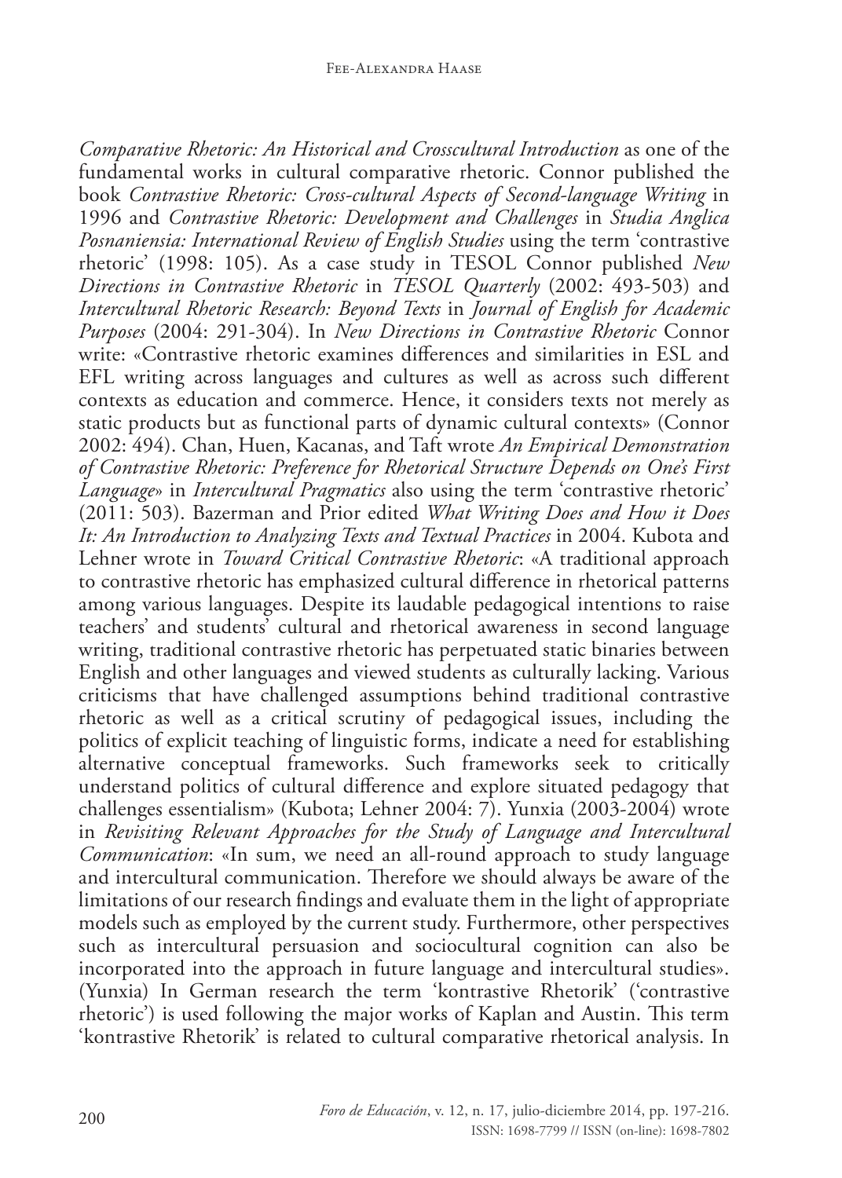*Comparative Rhetoric: An Historical and Crosscultural Introduction* as one of the fundamental works in cultural comparative rhetoric. Connor published the book *Contrastive Rhetoric: Cross-cultural Aspects of Second-language Writing* in 1996 and *Contrastive Rhetoric: Development and Challenges* in *Studia Anglica Posnaniensia: International Review of English Studies* using the term 'contrastive rhetoric' (1998: 105). As a case study in TESOL Connor published *New Directions in Contrastive Rhetoric* in *TESOL Quarterly* (2002: 493-503) and *Intercultural Rhetoric Research: Beyond Texts* in *Journal of English for Academic Purposes* (2004: 291-304). In *New Directions in Contrastive Rhetoric* Connor write: «Contrastive rhetoric examines differences and similarities in ESL and EFL writing across languages and cultures as well as across such different contexts as education and commerce. Hence, it considers texts not merely as static products but as functional parts of dynamic cultural contexts» (Connor 2002: 494). Chan, Huen, Kacanas, and Taft wrote *An Empirical Demonstration of Contrastive Rhetoric: Preference for Rhetorical Structure Depends on One's First Language*» in *Intercultural Pragmatics* also using the term 'contrastive rhetoric' (2011: 503). Bazerman and Prior edited *What Writing Does and How it Does It: An Introduction to Analyzing Texts and Textual Practices* in 2004. Kubota and Lehner wrote in *Toward Critical Contrastive Rhetoric*: «A traditional approach to contrastive rhetoric has emphasized cultural difference in rhetorical patterns among various languages. Despite its laudable pedagogical intentions to raise teachers' and students' cultural and rhetorical awareness in second language writing, traditional contrastive rhetoric has perpetuated static binaries between English and other languages and viewed students as culturally lacking. Various criticisms that have challenged assumptions behind traditional contrastive rhetoric as well as a critical scrutiny of pedagogical issues, including the politics of explicit teaching of linguistic forms, indicate a need for establishing alternative conceptual frameworks. Such frameworks seek to critically understand politics of cultural difference and explore situated pedagogy that challenges essentialism» (Kubota; Lehner 2004: 7). Yunxia (2003-2004) wrote in *Revisiting Relevant Approaches for the Study of Language and Intercultural Communication*: «In sum, we need an all-round approach to study language and intercultural communication. Therefore we should always be aware of the limitations of our research findings and evaluate them in the light of appropriate models such as employed by the current study. Furthermore, other perspectives such as intercultural persuasion and sociocultural cognition can also be incorporated into the approach in future language and intercultural studies». (Yunxia) In German research the term 'kontrastive Rhetorik' ('contrastive rhetoric') is used following the major works of Kaplan and Austin. This term 'kontrastive Rhetorik' is related to cultural comparative rhetorical analysis. In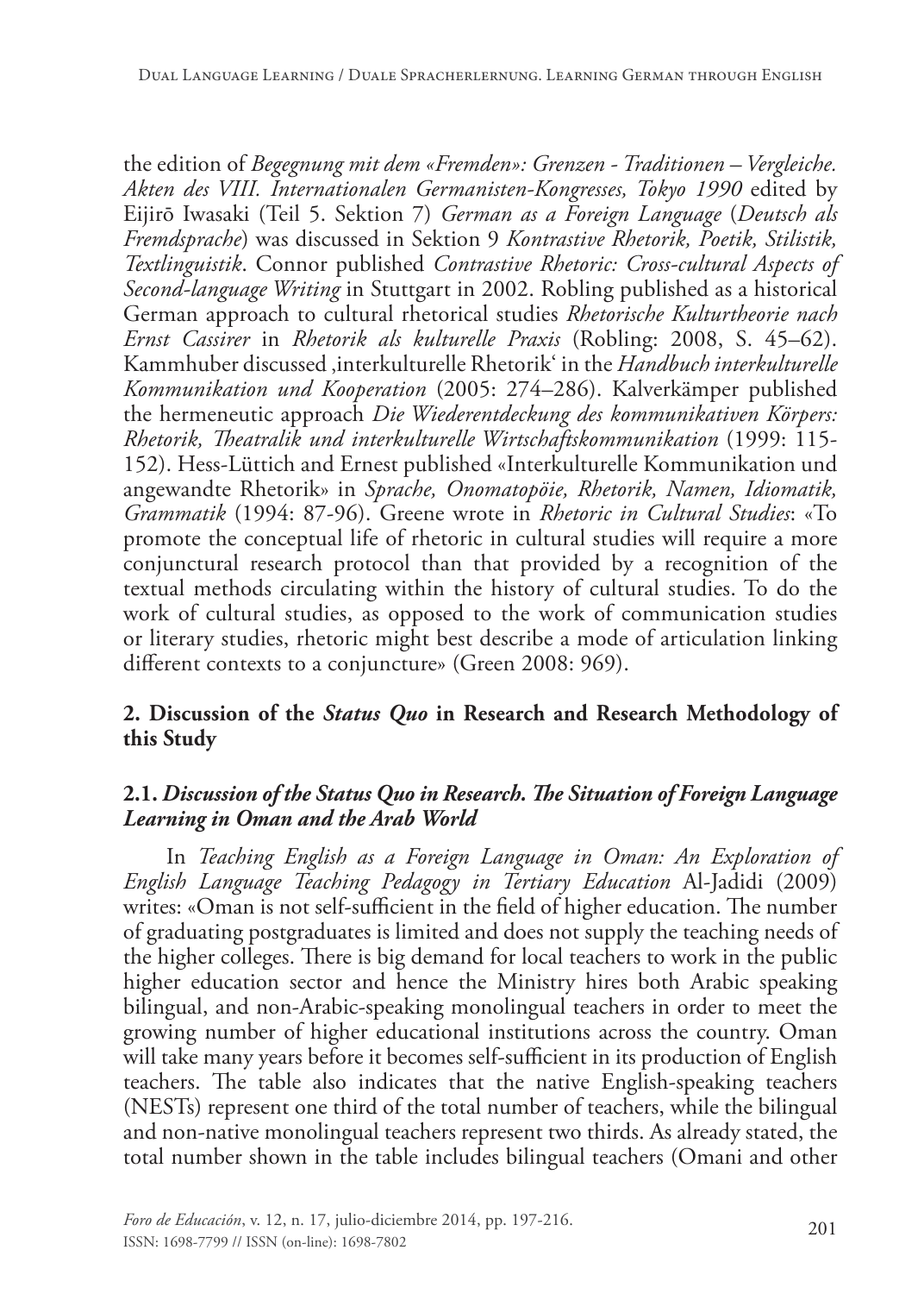the edition of *Begegnung mit dem «Fremden»: Grenzen - Traditionen – Vergleiche. Akten des VIII. Internationalen Germanisten-Kongresses, Tokyo 1990* edited by Eijirō Iwasaki (Teil 5. Sektion 7) *German as a Foreign Language* (*Deutsch als Fremdsprache*) was discussed in Sektion 9 *Kontrastive Rhetorik, Poetik, Stilistik, Textlinguistik*. Connor published *Contrastive Rhetoric: Cross-cultural Aspects of Second-language Writing* in Stuttgart in 2002. Robling published as a historical German approach to cultural rhetorical studies *Rhetorische Kulturtheorie nach Ernst Cassirer* in *Rhetorik als kulturelle Praxis* (Robling: 2008, S. 45–62). Kammhuber discussed ‚interkulturelle Rhetorik' in the *Handbuch interkulturelle Kommunikation und Kooperation* (2005: 274–286). Kalverkämper published the hermeneutic approach *Die Wiederentdeckung des kommunikativen Körpers: Rhetorik, Theatralik und interkulturelle Wirtschaftskommunikation* (1999: 115-152). Hess-Lüttich and Ernest published «Interkulturelle Kommunikation und angewandte Rhetorik» in *Sprache, Onomatopöie, Rhetorik, Namen, Idiomatik, Grammatik* (1994: 87-96). Greene wrote in *Rhetoric in Cultural Studies*: «To promote the conceptual life of rhetoric in cultural studies will require a more conjunctural research protocol than that provided by a recognition of the textual methods circulating within the history of cultural studies. To do the work of cultural studies, as opposed to the work of communication studies or literary studies, rhetoric might best describe a mode of articulation linking different contexts to a conjuncture» (Green 2008: 969).

## 2. Discussion of the *Status Quo* in Research and Research Methodology of this Study

### 2.1. *Discussion of the Status Quo in Research. The Situation of Foreign Language Learning in Oman and the Arab World*

In *Teaching English as a Foreign Language in Oman: An Exploration of English Language Teaching Pedagogy in Tertiary Education* Al-Jadidi (2009) writes: «Oman is not self-sufficient in the field of higher education. The number of graduating postgraduates is limited and does not supply the teaching needs of the higher colleges. There is big demand for local teachers to work in the public higher education sector and hence the Ministry hires both Arabic speaking bilingual, and non-Arabic-speaking monolingual teachers in order to meet the growing number of higher educational institutions across the country. Oman will take many years before it becomes self-sufficient in its production of English teachers. The table also indicates that the native English-speaking teachers (NESTs) represent one third of the total number of teachers, while the bilingual and non-native monolingual teachers represent two thirds. As already stated, the total number shown in the table includes bilingual teachers (Omani and other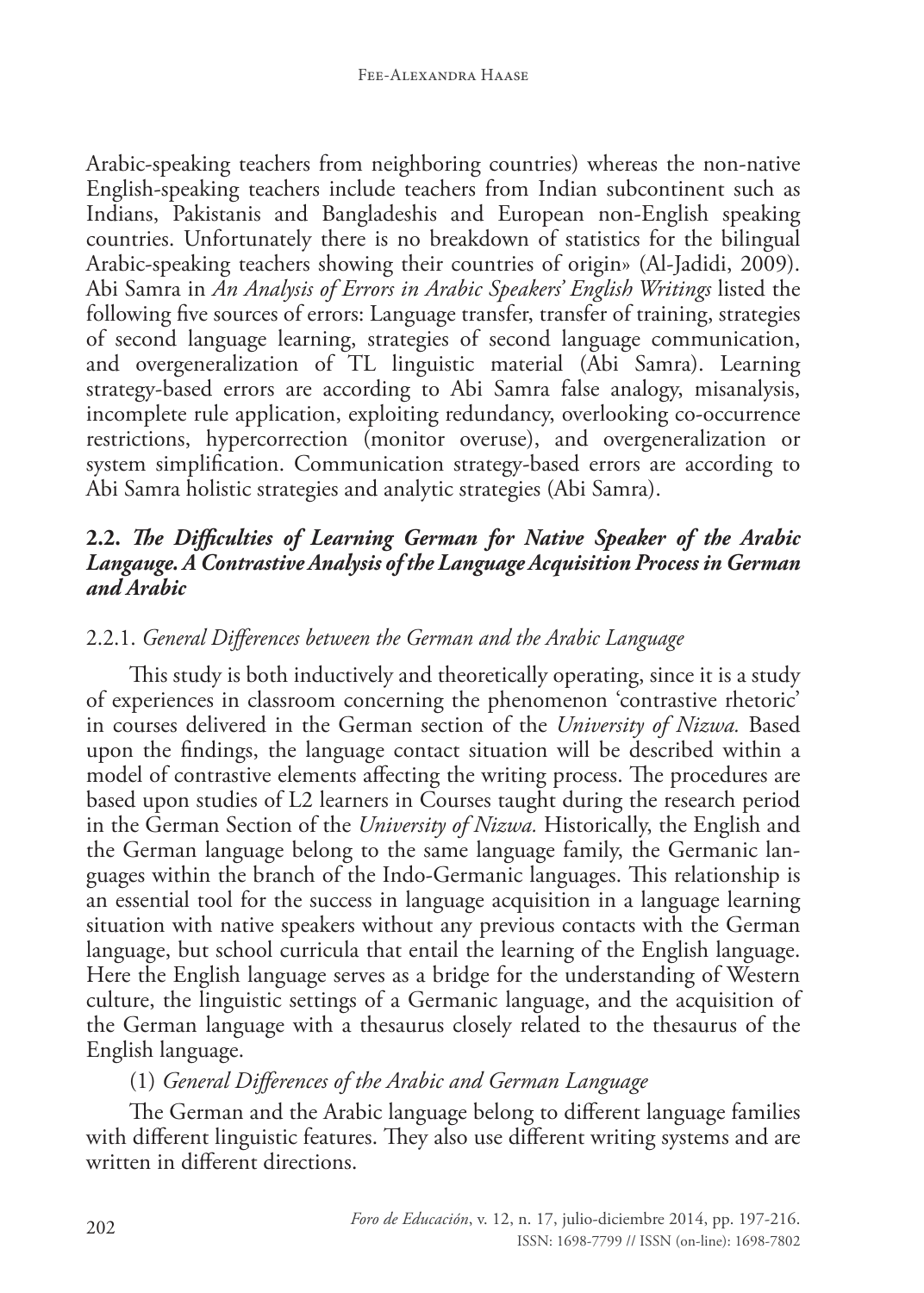Arabic-speaking teachers from neighboring countries) whereas the non-native English-speaking teachers include teachers from Indian subcontinent such as Indians, Pakistanis and Bangladeshis and European non-English speaking countries. Unfortunately there is no breakdown of statistics for the bilingual Arabic-speaking teachers showing their countries of origin» (Al-Jadidi, 2009). Abi Samra in *An Analysis of Errors in Arabic Speakers' English Writings* listed the following five sources of errors: Language transfer, transfer of training, strategies of second language learning, strategies of second language communication, and overgeneralization of TL linguistic material (Abi Samra). Learning strategy-based errors are according to Abi Samra false analogy, misanalysis, incomplete rule application, exploiting redundancy, overlooking co-occurrence restrictions, hypercorrection (monitor overuse), and overgeneralization or system simplification. Communication strategy-based errors are according to Abi Samra holistic strategies and analytic strategies (Abi Samra).

### 2.2. *The Difficulties of Learning German for Native Speaker of the Arabic Langauge. A Contrastive Analysis of the Language Acquisition Process in German and Arabic*

#### 2.2.1. *General Differences between the German and the Arabic Language*

This study is both inductively and theoretically operating, since it is a study of experiences in classroom concerning the phenomenon 'contrastive rhetoric' in courses delivered in the German section of the *University of Nizwa.* Based upon the findings, the language contact situation will be described within a model of contrastive elements affecting the writing process. The procedures are based upon studies of L2 learners in Courses taught during the research period in the German Section of the *University of Nizwa.* Historically, the English and the German language belong to the same language family, the Germanic languages within the branch of the Indo-Germanic languages. This relationship is an essential tool for the success in language acquisition in a language learning situation with native speakers without any previous contacts with the German language, but school curricula that entail the learning of the English language. Here the English language serves as a bridge for the understanding of Western culture, the linguistic settings of a Germanic language, and the acquisition of the German language with a thesaurus closely related to the thesaurus of the English language.

(1) *General Differences of the Arabic and German Language*

The German and the Arabic language belong to different language families with different linguistic features. They also use different writing systems and are written in different directions.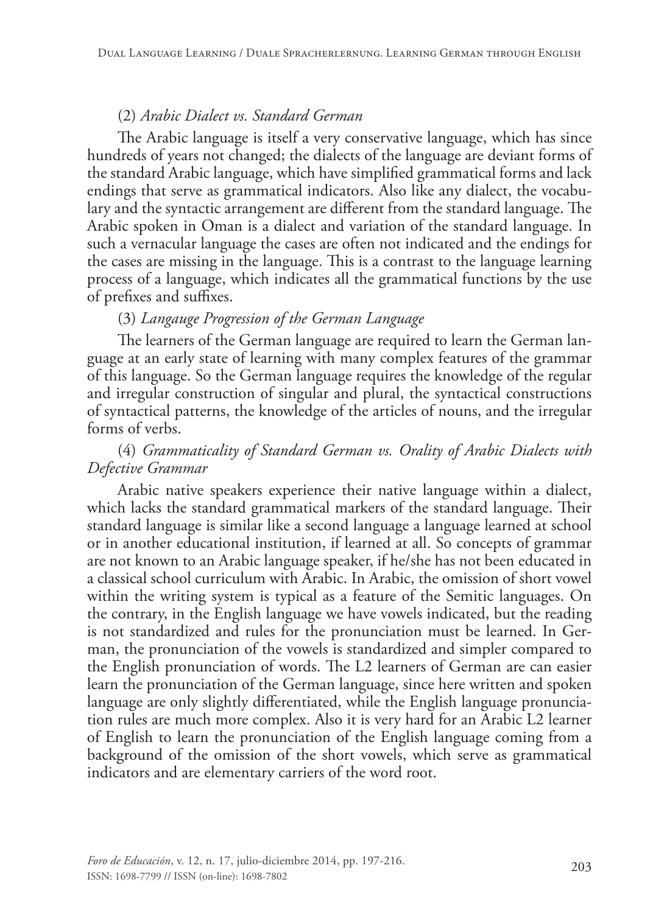(2) *Arabic Dialect vs. Standard German*

The Arabic language is itself a very conservative language, which has since hundreds of years not changed; the dialects of the language are deviant forms of the standard Arabic language, which have simplified grammatical forms and lack endings that serve as grammatical indicators. Also like any dialect, the vocabulary and the syntactic arrangement are different from the standard language. The Arabic spoken in Oman is a dialect and variation of the standard language. In such a vernacular language the cases are often not indicated and the endings for the cases are missing in the language. This is a contrast to the language learning process of a language, which indicates all the grammatical functions by the use of prefixes and suffixes.

(3) *Langauge Progression of the German Language*

The learners of the German language are required to learn the German language at an early state of learning with many complex features of the grammar of this language. So the German language requires the knowledge of the regular and irregular construction of singular and plural, the syntactical constructions of syntactical patterns, the knowledge of the articles of nouns, and the irregular forms of verbs.

(4) *Grammaticality of Standard German vs. Orality of Arabic Dialects with Defective Grammar*

Arabic native speakers experience their native language within a dialect, which lacks the standard grammatical markers of the standard language. Their standard language is similar like a second language a language learned at school or in another educational institution, if learned at all. So concepts of grammar are not known to an Arabic language speaker, if he/she has not been educated in a classical school curriculum with Arabic. In Arabic, the omission of short vowel within the writing system is typical as a feature of the Semitic languages. On the contrary, in the English language we have vowels indicated, but the reading is not standardized and rules for the pronunciation must be learned. In German, the pronunciation of the vowels is standardized and simpler compared to the English pronunciation of words. The L2 learners of German are can easier learn the pronunciation of the German language, since here written and spoken language are only slightly differentiated, while the English language pronunciation rules are much more complex. Also it is very hard for an Arabic L2 learner of English to learn the pronunciation of the English language coming from a background of the omission of the short vowels, which serve as grammatical indicators and are elementary carriers of the word root.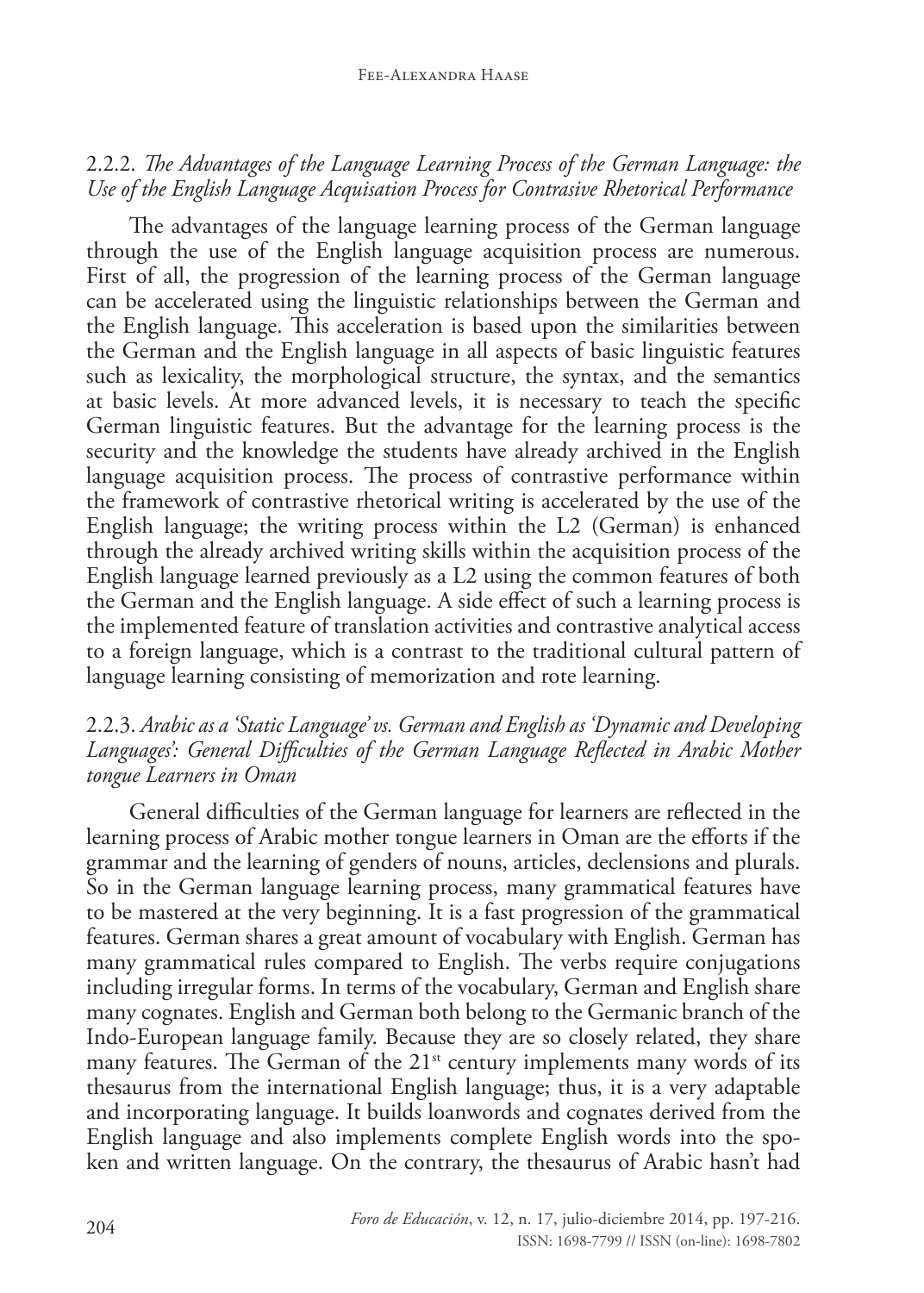### 2.2.2. *The Advantages of the Language Learning Process of the German Language: the Use of the English Language Acquisation Process for Contrasive Rhetorical Performance*

The advantages of the language learning process of the German language through the use of the English language acquisition process are numerous. First of all, the progression of the learning process of the German language can be accelerated using the linguistic relationships between the German and the English language. This acceleration is based upon the similarities between the German and the English language in all aspects of basic linguistic features such as lexicality, the morphological structure, the syntax, and the semantics at basic levels. At more advanced levels, it is necessary to teach the specific German linguistic features. But the advantage for the learning process is the security and the knowledge the students have already archived in the English language acquisition process. The process of contrastive performance within the framework of contrastive rhetorical writing is accelerated by the use of the English language; the writing process within the L2 (German) is enhanced through the already archived writing skills within the acquisition process of the English language learned previously as a L2 using the common features of both the German and the English language. A side effect of such a learning process is the implemented feature of translation activities and contrastive analytical access to a foreign language, which is a contrast to the traditional cultural pattern of language learning consisting of memorization and rote learning.

### 2.2.3. *Arabic as a 'Static Language' vs. German and English as 'Dynamic and Developing Languages': General Difficulties of the German Language Reflected in Arabic Mother tongue Learners in Oman*

General difficulties of the German language for learners are reflected in the learning process of Arabic mother tongue learners in Oman are the efforts if the grammar and the learning of genders of nouns, articles, declensions and plurals. So in the German language learning process, many grammatical features have to be mastered at the very beginning. It is a fast progression of the grammatical features. German shares a great amount of vocabulary with English. German has many grammatical rules compared to English. The verbs require conjugations including irregular forms. In terms of the vocabulary, German and English share many cognates. English and German both belong to the Germanic branch of the Indo-European language family. Because they are so closely related, they share many features. The German of the 21st century implements many words of its thesaurus from the international English language; thus, it is a very adaptable and incorporating language. It builds loanwords and cognates derived from the English language and also implements complete English words into the spoken and written language. On the contrary, the thesaurus of Arabic hasn't had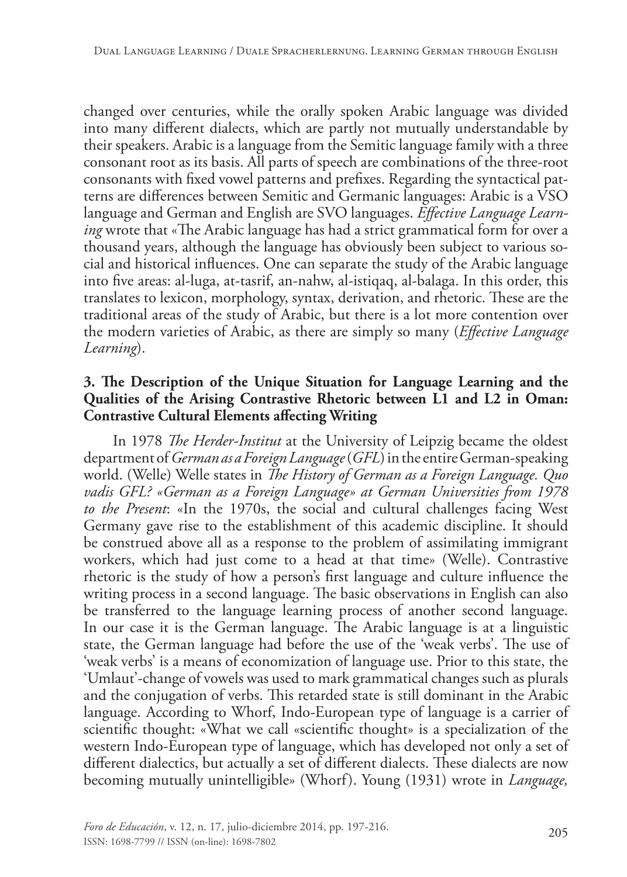changed over centuries, while the orally spoken Arabic language was divided into many different dialects, which are partly not mutually understandable by their speakers. Arabic is a language from the Semitic language family with a three consonant root as its basis. All parts of speech are combinations of the three-root consonants with fixed vowel patterns and prefixes. Regarding the syntactical patterns are differences between Semitic and Germanic languages: Arabic is a VSO language and German and English are SVO languages. *Effective Language Learning* wrote that «The Arabic language has had a strict grammatical form for over a thousand years, although the language has obviously been subject to various social and historical influences. One can separate the study of the Arabic language into five areas: al-luga, at-tasrif, an-nahw, al-istiqaq, al-balaga. In this order, this translates to lexicon, morphology, syntax, derivation, and rhetoric. These are the traditional areas of the study of Arabic, but there is a lot more contention over the modern varieties of Arabic, as there are simply so many (*Effective Language Learning*).

### 3. The Description of the Unique Situation for Language Learning and the Qualities of the Arising Contrastive Rhetoric between L1 and L2 in Oman: Contrastive Cultural Elements affecting Writing

In 1978 *The Herder-Institut* at the University of Leipzig became the oldest department of *German as a Foreign Language* (*GFL*) in the entire German-speaking world. (Welle) Welle states in *The History of German as a Foreign Language. Quo vadis GFL? «German as a Foreign Language» at German Universities from 1978 to the Present*: «In the 1970s, the social and cultural challenges facing West Germany gave rise to the establishment of this academic discipline. It should be construed above all as a response to the problem of assimilating immigrant workers, which had just come to a head at that time» (Welle). Contrastive rhetoric is the study of how a person's first language and culture influence the writing process in a second language. The basic observations in English can also be transferred to the language learning process of another second language. In our case it is the German language. The Arabic language is at a linguistic state, the German language had before the use of the 'weak verbs'. The use of 'weak verbs' is a means of economization of language use. Prior to this state, the 'Umlaut'-change of vowels was used to mark grammatical changes such as plurals and the conjugation of verbs. This retarded state is still dominant in the Arabic language. According to Whorf, Indo-European type of language is a carrier of scientific thought: «What we call «scientific thought» is a specialization of the western Indo-European type of language, which has developed not only a set of different dialectics, but actually a set of different dialects. These dialects are now becoming mutually unintelligible» (Whorf). Young (1931) wrote in *Language,*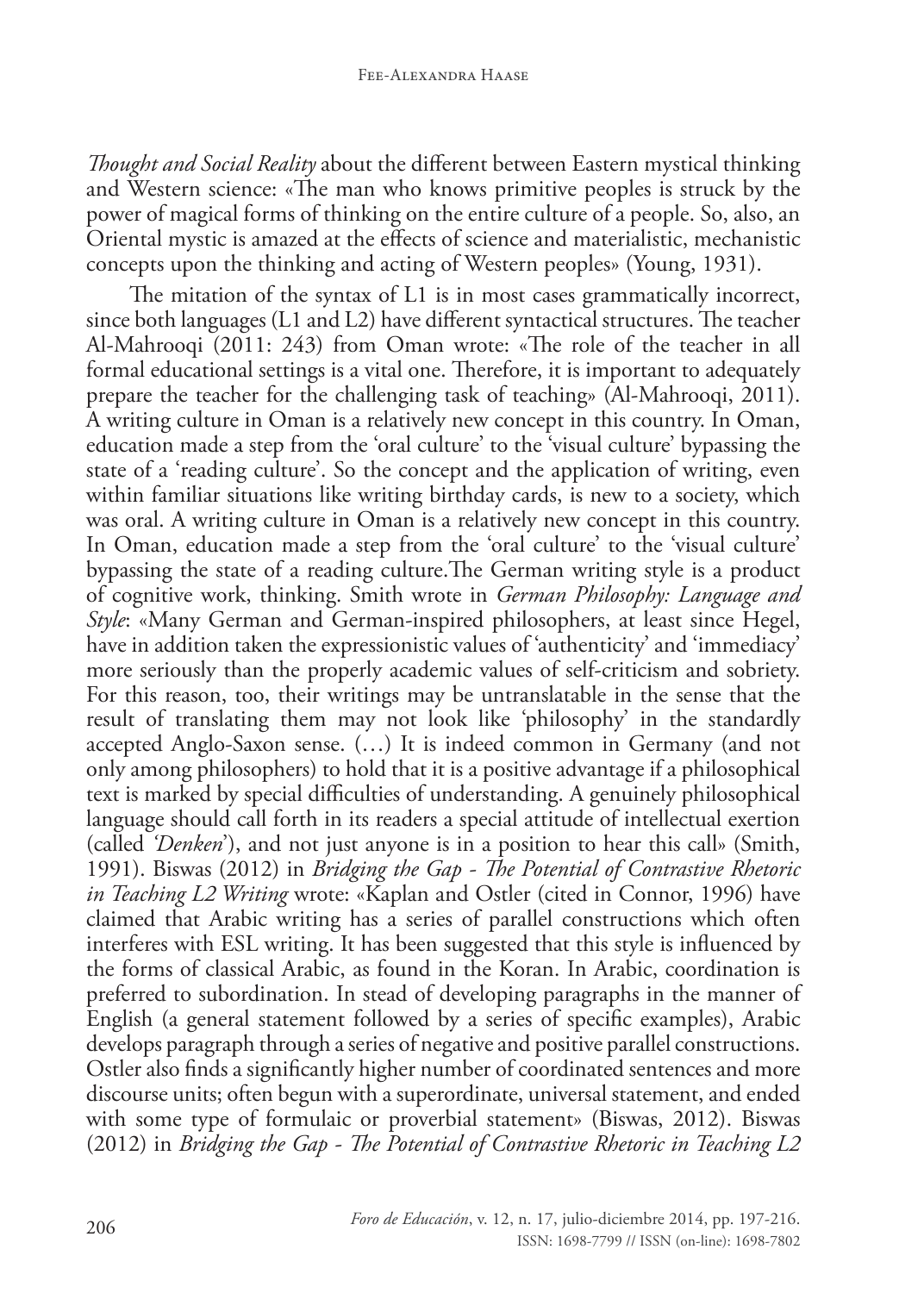*Thought and Social Reality* about the different between Eastern mystical thinking and Western science: «The man who knows primitive peoples is struck by the power of magical forms of thinking on the entire culture of a people. So, also, an Oriental mystic is amazed at the effects of science and materialistic, mechanistic concepts upon the thinking and acting of Western peoples» (Young, 1931).

The mitation of the syntax of L1 is in most cases grammatically incorrect, since both languages (L1 and L2) have different syntactical structures. The teacher Al-Mahrooqi (2011: 243) from Oman wrote: «The role of the teacher in all formal educational settings is a vital one. Therefore, it is important to adequately prepare the teacher for the challenging task of teaching» (Al-Mahrooqi, 2011). A writing culture in Oman is a relatively new concept in this country. In Oman, education made a step from the 'oral culture' to the 'visual culture' bypassing the state of a 'reading culture'. So the concept and the application of writing, even within familiar situations like writing birthday cards, is new to a society, which was oral. A writing culture in Oman is a relatively new concept in this country. In Oman, education made a step from the 'oral culture' to the 'visual culture' bypassing the state of a reading culture.The German writing style is a product of cognitive work, thinking. Smith wrote in *German Philosophy: Language and Style*: «Many German and German-inspired philosophers, at least since Hegel, have in addition taken the expressionistic values of 'authenticity' and 'immediacy' more seriously than the properly academic values of self-criticism and sobriety. For this reason, too, their writings may be untranslatable in the sense that the result of translating them may not look like 'philosophy' in the standardly accepted Anglo-Saxon sense. (…) It is indeed common in Germany (and not only among philosophers) to hold that it is a positive advantage if a philosophical text is marked by special difficulties of understanding. A genuinely philosophical language should call forth in its readers a special attitude of intellectual exertion (called *'Denken'*), and not just anyone is in a position to hear this call» (Smith, 1991). Biswas (2012) in *Bridging the Gap - The Potential of Contrastive Rhetoric in Teaching L2 Writing* wrote: «Kaplan and Ostler (cited in Connor, 1996) have claimed that Arabic writing has a series of parallel constructions which often interferes with ESL writing. It has been suggested that this style is influenced by the forms of classical Arabic, as found in the Koran. In Arabic, coordination is preferred to subordination. In stead of developing paragraphs in the manner of English (a general statement followed by a series of specific examples), Arabic develops paragraph through a series of negative and positive parallel constructions. Ostler also finds a significantly higher number of coordinated sentences and more discourse units; often begun with a superordinate, universal statement, and ended with some type of formulaic or proverbial statement» (Biswas, 2012). Biswas (2012) in *Bridging the Gap - The Potential of Contrastive Rhetoric in Teaching L2*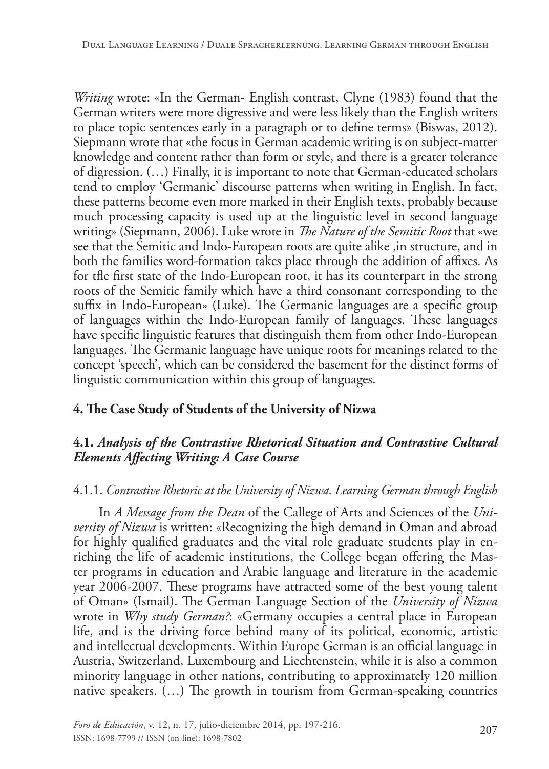*Writing* wrote: «In the German- English contrast, Clyne (1983) found that the German writers were more digressive and were less likely than the English writers to place topic sentences early in a paragraph or to define terms» (Biswas, 2012). Siepmann wrote that «the focus in German academic writing is on subject-matter knowledge and content rather than form or style, and there is a greater tolerance of digression. (…) Finally, it is important to note that German-educated scholars tend to employ 'Germanic' discourse patterns when writing in English. In fact, these patterns become even more marked in their English texts, probably because much processing capacity is used up at the linguistic level in second language writing» (Siepmann, 2006). Luke wrote in *The Nature of the Semitic Root* that «we see that the Semitic and Indo-European roots are quite alike ,in structure, and in both the families word-formation takes place through the addition of affixes. As for tfle first state of the Indo-European root, it has its counterpart in the strong roots of the Semitic family which have a third consonant corresponding to the suffix in Indo-European» (Luke). The Germanic languages are a specific group of languages within the Indo-European family of languages. These languages have specific linguistic features that distinguish them from other Indo-European languages. The Germanic language have unique roots for meanings related to the concept 'speech', which can be considered the basement for the distinct forms of linguistic communication within this group of languages.

## 4. The Case Study of Students of the University of Nizwa

### 4.1. *Analysis of the Contrastive Rhetorical Situation and Contrastive Cultural Elements Affecting Writing: A Case Course*

#### 4.1.1. *Contrastive Rhetoric at the University of Nizwa. Learning German through English*

In *A Message from the Dean* of the Callege of Arts and Sciences of the *University of Nizwa* is written: «Recognizing the high demand in Oman and abroad for highly qualified graduates and the vital role graduate students play in enriching the life of academic institutions, the College began offering the Master programs in education and Arabic language and literature in the academic year 2006-2007. These programs have attracted some of the best young talent of Oman» (Ismail). The German Language Section of the *University of Nizwa* wrote in *Why study German?*: «Germany occupies a central place in European life, and is the driving force behind many of its political, economic, artistic and intellectual developments. Within Europe German is an official language in Austria, Switzerland, Luxembourg and Liechtenstein, while it is also a common minority language in other nations, contributing to approximately 120 million native speakers. (…) The growth in tourism from German-speaking countries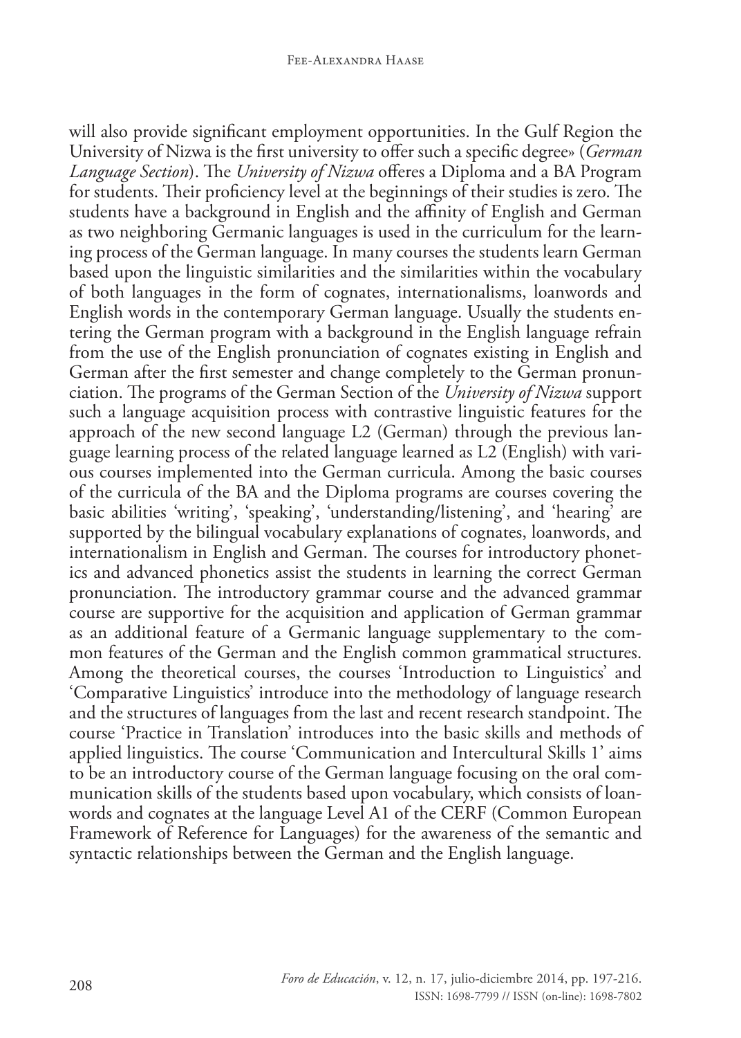will also provide significant employment opportunities. In the Gulf Region the University of Nizwa is the first university to offer such a specific degree» (*German Language Section*). The *University of Nizwa* offeres a Diploma and a BA Program for students. Their proficiency level at the beginnings of their studies is zero. The students have a background in English and the affinity of English and German as two neighboring Germanic languages is used in the curriculum for the learning process of the German language. In many courses the students learn German based upon the linguistic similarities and the similarities within the vocabulary of both languages in the form of cognates, internationalisms, loanwords and English words in the contemporary German language. Usually the students entering the German program with a background in the English language refrain from the use of the English pronunciation of cognates existing in English and German after the first semester and change completely to the German pronunciation. The programs of the German Section of the *University of Nizwa* support such a language acquisition process with contrastive linguistic features for the approach of the new second language L2 (German) through the previous language learning process of the related language learned as L2 (English) with various courses implemented into the German curricula. Among the basic courses of the curricula of the BA and the Diploma programs are courses covering the basic abilities 'writing', 'speaking', 'understanding/listening', and 'hearing' are supported by the bilingual vocabulary explanations of cognates, loanwords, and internationalism in English and German. The courses for introductory phonetics and advanced phonetics assist the students in learning the correct German pronunciation. The introductory grammar course and the advanced grammar course are supportive for the acquisition and application of German grammar as an additional feature of a Germanic language supplementary to the common features of the German and the English common grammatical structures. Among the theoretical courses, the courses 'Introduction to Linguistics' and 'Comparative Linguistics' introduce into the methodology of language research and the structures of languages from the last and recent research standpoint. The course 'Practice in Translation' introduces into the basic skills and methods of applied linguistics. The course 'Communication and Intercultural Skills 1' aims to be an introductory course of the German language focusing on the oral communication skills of the students based upon vocabulary, which consists of loanwords and cognates at the language Level A1 of the CERF (Common European Framework of Reference for Languages) for the awareness of the semantic and syntactic relationships between the German and the English language.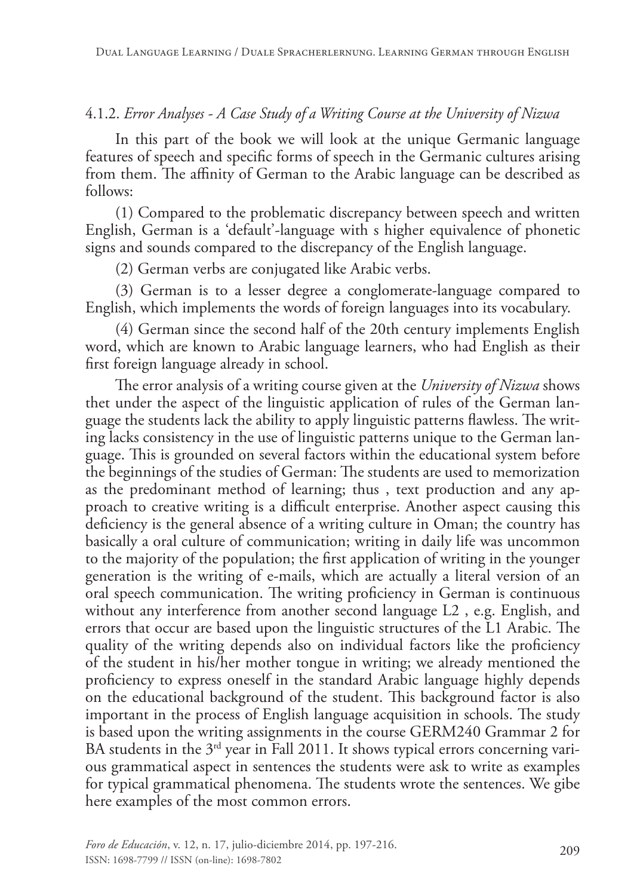### 4.1.2. *Error Analyses - A Case Study of a Writing Course at the University of Nizwa*

In this part of the book we will look at the unique Germanic language features of speech and specific forms of speech in the Germanic cultures arising from them. The affinity of German to the Arabic language can be described as follows:

(1) Compared to the problematic discrepancy between speech and written English, German is a 'default'-language with s higher equivalence of phonetic signs and sounds compared to the discrepancy of the English language.

(2) German verbs are conjugated like Arabic verbs.

(3) German is to a lesser degree a conglomerate-language compared to English, which implements the words of foreign languages into its vocabulary.

(4) German since the second half of the 20th century implements English word, which are known to Arabic language learners, who had English as their first foreign language already in school.

The error analysis of a writing course given at the *University of Nizwa* shows thet under the aspect of the linguistic application of rules of the German language the students lack the ability to apply linguistic patterns flawless. The writing lacks consistency in the use of linguistic patterns unique to the German language. This is grounded on several factors within the educational system before the beginnings of the studies of German: The students are used to memorization as the predominant method of learning; thus , text production and any approach to creative writing is a difficult enterprise. Another aspect causing this deficiency is the general absence of a writing culture in Oman; the country has basically a oral culture of communication; writing in daily life was uncommon to the majority of the population; the first application of writing in the younger generation is the writing of e-mails, which are actually a literal version of an oral speech communication. The writing proficiency in German is continuous without any interference from another second language L2 , e.g. English, and errors that occur are based upon the linguistic structures of the L1 Arabic. The quality of the writing depends also on individual factors like the proficiency of the student in his/her mother tongue in writing; we already mentioned the proficiency to express oneself in the standard Arabic language highly depends on the educational background of the student. This background factor is also important in the process of English language acquisition in schools. The study is based upon the writing assignments in the course GERM240 Grammar 2 for BA students in the 3rd year in Fall 2011. It shows typical errors concerning various grammatical aspect in sentences the students were ask to write as examples for typical grammatical phenomena. The students wrote the sentences. We gibe here examples of the most common errors.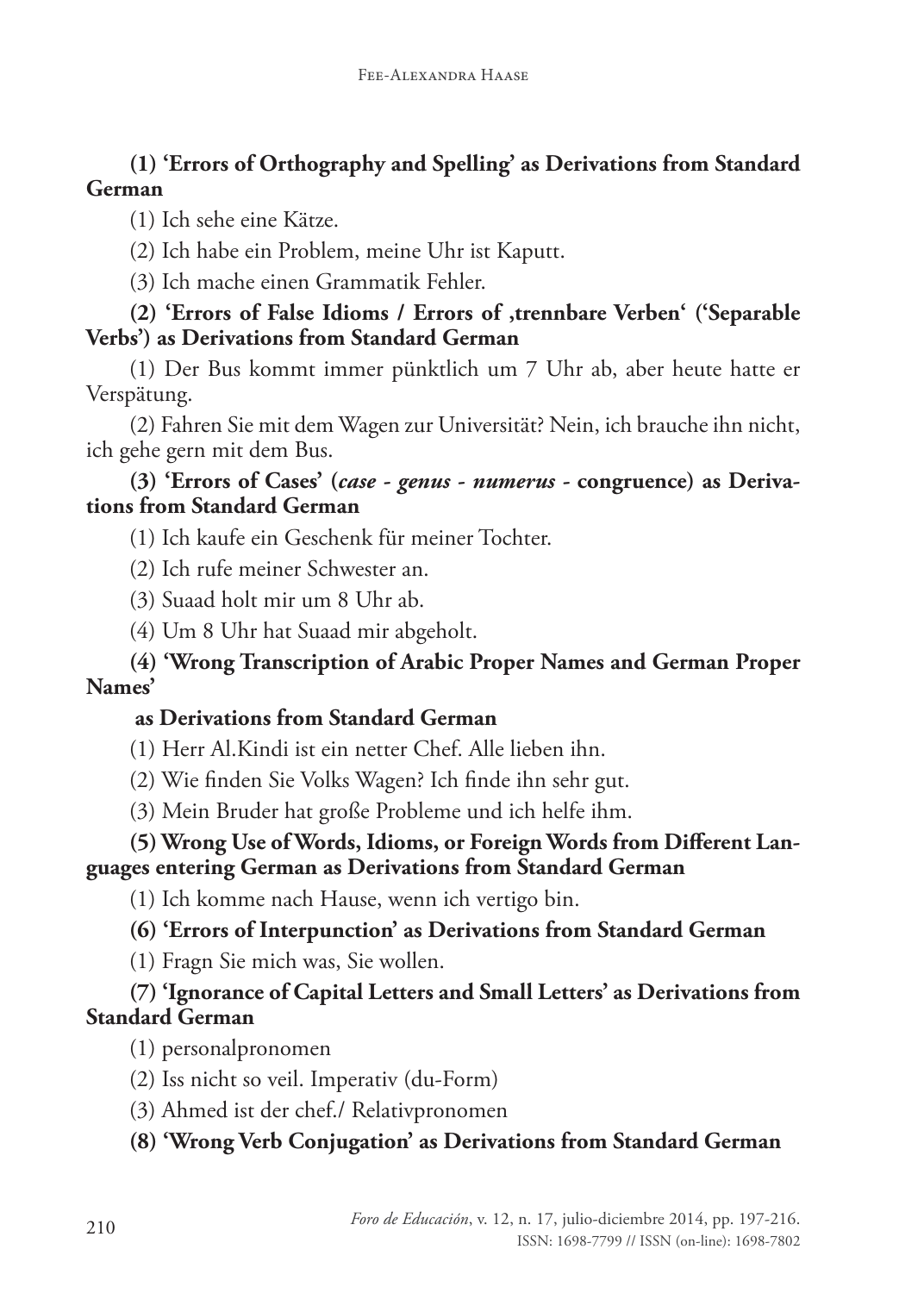**(1) 'Errors of Orthography and Spelling' as Derivations from Standard German**

(1) Ich sehe eine Kätze.

(2) Ich habe ein Problem, meine Uhr ist Kaputt.

(3) Ich mache einen Grammatik Fehler.

**(2) 'Errors of False Idioms / Errors of ‚trennbare Verben' ('Separable Verbs') as Derivations from Standard German**

(1) Der Bus kommt immer pünktlich um 7 Uhr ab, aber heute hatte er Verspätung.

(2) Fahren Sie mit dem Wagen zur Universität? Nein, ich brauche ihn nicht, ich gehe gern mit dem Bus.

**(3) 'Errors of Cases' (*case - genus - numerus* - congruence) as Derivations from Standard German**

(1) Ich kaufe ein Geschenk für meiner Tochter.

(2) Ich rufe meiner Schwester an.

(3) Suaad holt mir um 8 Uhr ab.

(4) Um 8 Uhr hat Suaad mir abgeholt.

**(4) 'Wrong Transcription of Arabic Proper Names and German Proper Names'**

**as Derivations from Standard German**

(1) Herr Al.Kindi ist ein netter Chef. Alle lieben ihn.

(2) Wie finden Sie Volks Wagen? Ich finde ihn sehr gut.

(3) Mein Bruder hat große Probleme und ich helfe ihm.

**(5) Wrong Use of Words, Idioms, or Foreign Words from Different Languages entering German as Derivations from Standard German**

(1) Ich komme nach Hause, wenn ich vertigo bin.

**(6) 'Errors of Interpunction' as Derivations from Standard German**

(1) Fragn Sie mich was, Sie wollen.

**(7) 'Ignorance of Capital Letters and Small Letters' as Derivations from Standard German**

(1) personalpronomen

(2) Iss nicht so veil. Imperativ (du-Form)

(3) Ahmed ist der chef./ Relativpronomen

**(8) 'Wrong Verb Conjugation' as Derivations from Standard German**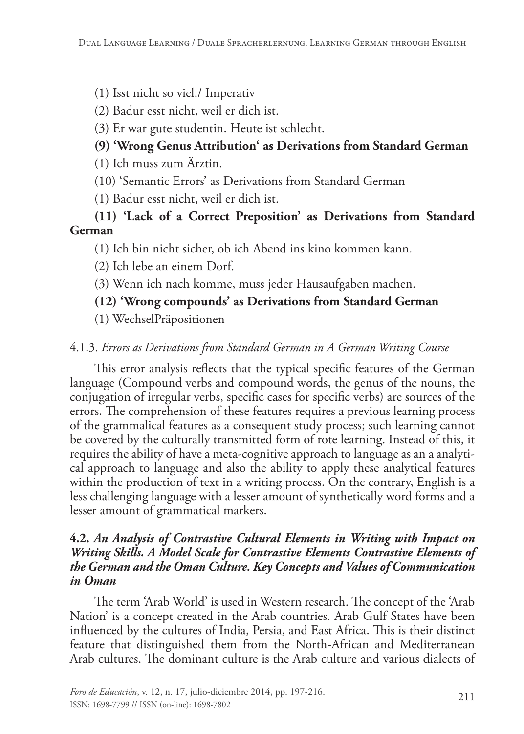(1) Isst nicht so viel./ Imperativ

(2) Badur esst nicht, weil er dich ist.

(3) Er war gute studentin. Heute ist schlecht.

**(9) 'Wrong Genus Attribution' as Derivations from Standard German**

(1) Ich muss zum Ärztin.

(10) 'Semantic Errors' as Derivations from Standard German

(1) Badur esst nicht, weil er dich ist.

**(11) 'Lack of a Correct Preposition' as Derivations from Standard German**

(1) Ich bin nicht sicher, ob ich Abend ins kino kommen kann.

(2) Ich lebe an einem Dorf.

(3) Wenn ich nach komme, muss jeder Hausaufgaben machen.

**(12) 'Wrong compounds' as Derivations from Standard German**

(1) WechselPräpositionen

#### 4.1.3. *Errors as Derivations from Standard German in A German Writing Course*

This error analysis reflects that the typical specific features of the German language (Compound verbs and compound words, the genus of the nouns, the conjugation of irregular verbs, specific cases for specific verbs) are sources of the errors. The comprehension of these features requires a previous learning process of the grammalical features as a consequent study process; such learning cannot be covered by the culturally transmitted form of rote learning. Instead of this, it requires the ability of have a meta-cognitive approach to language as an a analytical approach to language and also the ability to apply these analytical features within the production of text in a writing process. On the contrary, English is a less challenging language with a lesser amount of synthetically word forms and a lesser amount of grammatical markers.

### 4.2. *An Analysis of Contrastive Cultural Elements in Writing with Impact on Writing Skills. A Model Scale for Contrastive Elements Contrastive Elements of the German and the Oman Culture. Key Concepts and Values of Communication in Oman*

The term 'Arab World' is used in Western research. The concept of the 'Arab Nation' is a concept created in the Arab countries. Arab Gulf States have been influenced by the cultures of India, Persia, and East Africa. This is their distinct feature that distinguished them from the North-African and Mediterranean Arab cultures. The dominant culture is the Arab culture and various dialects of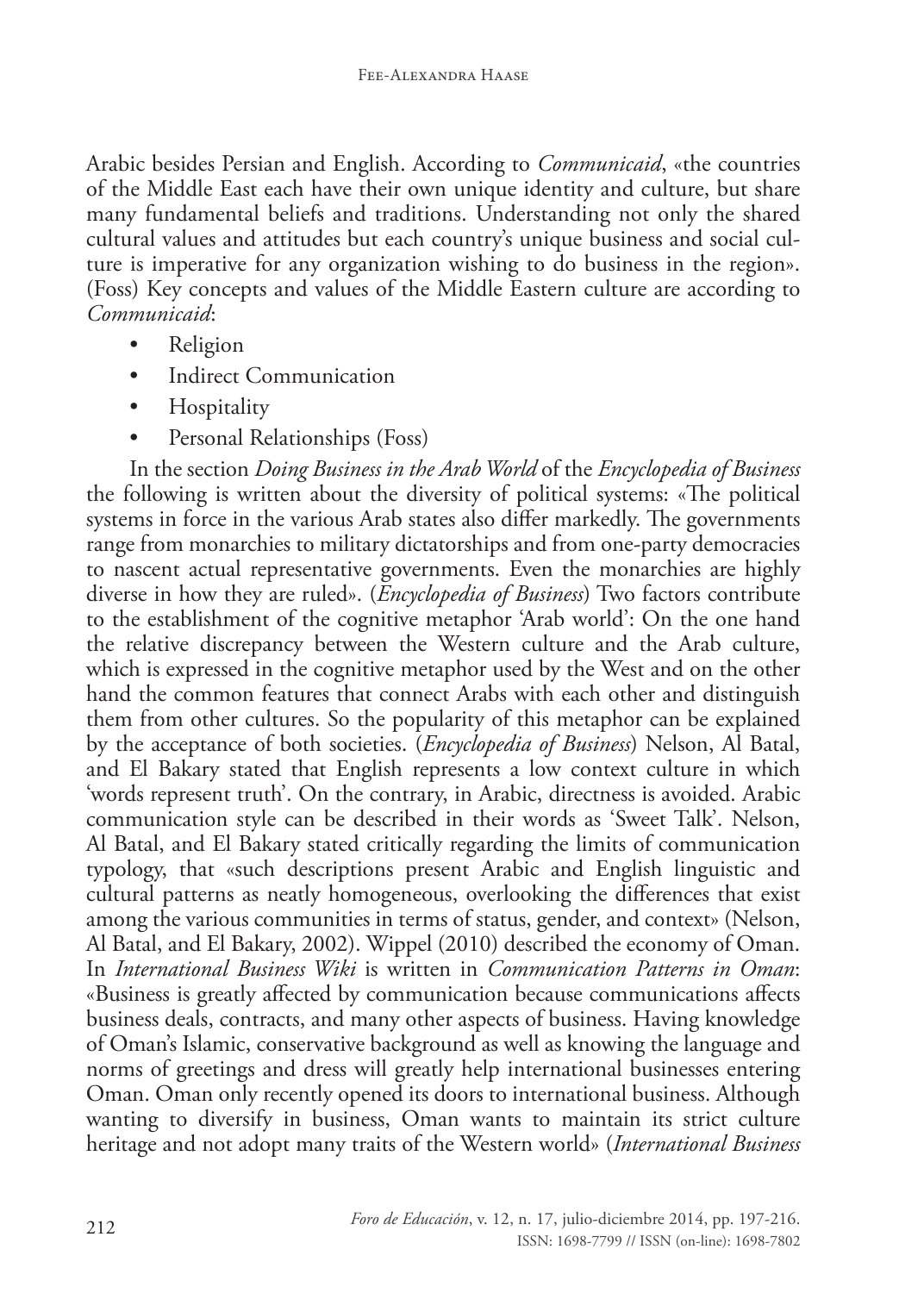Arabic besides Persian and English. According to *Communicaid*, «the countries of the Middle East each have their own unique identity and culture, but share many fundamental beliefs and traditions. Understanding not only the shared cultural values and attitudes but each country's unique business and social culture is imperative for any organization wishing to do business in the region». (Foss) Key concepts and values of the Middle Eastern culture are according to *Communicaid*:

- Religion
- Indirect Communication
- Hospitality
- Personal Relationships (Foss)

In the section *Doing Business in the Arab World* of the *Encyclopedia of Business* the following is written about the diversity of political systems: «The political systems in force in the various Arab states also differ markedly. The governments range from monarchies to military dictatorships and from one-party democracies to nascent actual representative governments. Even the monarchies are highly diverse in how they are ruled». (*Encyclopedia of Business*) Two factors contribute to the establishment of the cognitive metaphor 'Arab world': On the one hand the relative discrepancy between the Western culture and the Arab culture, which is expressed in the cognitive metaphor used by the West and on the other hand the common features that connect Arabs with each other and distinguish them from other cultures. So the popularity of this metaphor can be explained by the acceptance of both societies. (*Encyclopedia of Business*) Nelson, Al Batal, and El Bakary stated that English represents a low context culture in which 'words represent truth'. On the contrary, in Arabic, directness is avoided. Arabic communication style can be described in their words as 'Sweet Talk'. Nelson, Al Batal, and El Bakary stated critically regarding the limits of communication typology, that «such descriptions present Arabic and English linguistic and cultural patterns as neatly homogeneous, overlooking the differences that exist among the various communities in terms of status, gender, and context» (Nelson, Al Batal, and El Bakary, 2002). Wippel (2010) described the economy of Oman. In *International Business Wiki* is written in *Communication Patterns in Oman*: «Business is greatly affected by communication because communications affects business deals, contracts, and many other aspects of business. Having knowledge of Oman's Islamic, conservative background as well as knowing the language and norms of greetings and dress will greatly help international businesses entering Oman. Oman only recently opened its doors to international business. Although wanting to diversify in business, Oman wants to maintain its strict culture heritage and not adopt many traits of the Western world» (*International Business*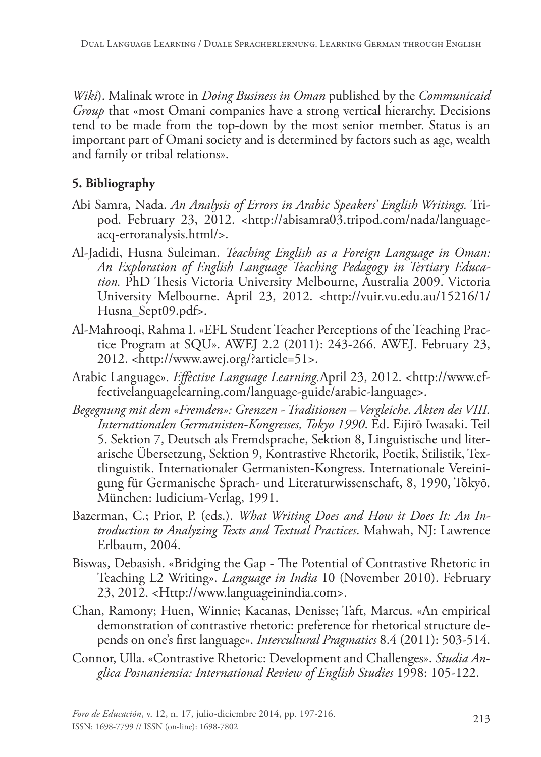*Wiki*). Malinak wrote in *Doing Business in Oman* published by the *Communicaid Group* that «most Omani companies have a strong vertical hierarchy. Decisions tend to be made from the top-down by the most senior member. Status is an important part of Omani society and is determined by factors such as age, wealth and family or tribal relations».

## 5. Bibliography

Abi Samra, Nada. *An Analysis of Errors in Arabic Speakers' English Writings.* Tripod. February 23, 2012. <http://abisamra03.tripod.com/nada/languageacq-erroranalysis.html/>.

Al-Jadidi, Husna Suleiman. *Teaching English as a Foreign Language in Oman: An Exploration of English Language Teaching Pedagogy in Tertiary Education.* PhD Thesis Victoria University Melbourne, Australia 2009. Victoria University Melbourne. April 23, 2012. <http://vuir.vu.edu.au/15216/1/Husna_Sept09.pdf>.

Al-Mahrooqi, Rahma I. «EFL Student Teacher Perceptions of the Teaching Practice Program at SQU». AWEJ 2.2 (2011): 243-266. AWEJ. February 23, 2012. <http://www.awej.org/?article=51>.

Arabic Language». *Effective Language Learning.*April 23, 2012. <http://www.effectivelanguagelearning.com/language-guide/arabic-language>.

*Begegnung mit dem «Fremden»: Grenzen - Traditionen – Vergleiche. Akten des VIII. Internationalen Germanisten-Kongresses, Tokyo 1990*. Ed. Eijirō Iwasaki. Teil 5. Sektion 7, Deutsch als Fremdsprache, Sektion 8, Linguistische und literarische Übersetzung, Sektion 9, Kontrastive Rhetorik, Poetik, Stilistik, Textlinguistik. Internationaler Germanisten-Kongress. Internationale Vereinigung für Germanische Sprach- und Literaturwissenschaft, 8, 1990, Tōkyō. München: Iudicium-Verlag, 1991.

Bazerman, C.; Prior, P. (eds.). *What Writing Does and How it Does It: An Introduction to Analyzing Texts and Textual Practices*. Mahwah, NJ: Lawrence Erlbaum, 2004.

Biswas, Debasish. «Bridging the Gap - The Potential of Contrastive Rhetoric in Teaching L2 Writing». *Language in India* 10 (November 2010). February 23, 2012. <Http://www.languageinindia.com>.

Chan, Ramony; Huen, Winnie; Kacanas, Denisse; Taft, Marcus. «An empirical demonstration of contrastive rhetoric: preference for rhetorical structure depends on one's first language». *Intercultural Pragmatics* 8.4 (2011): 503-514.

Connor, Ulla. «Contrastive Rhetoric: Development and Challenges». *Studia Anglica Posnaniensia: International Review of English Studies* 1998: 105-122.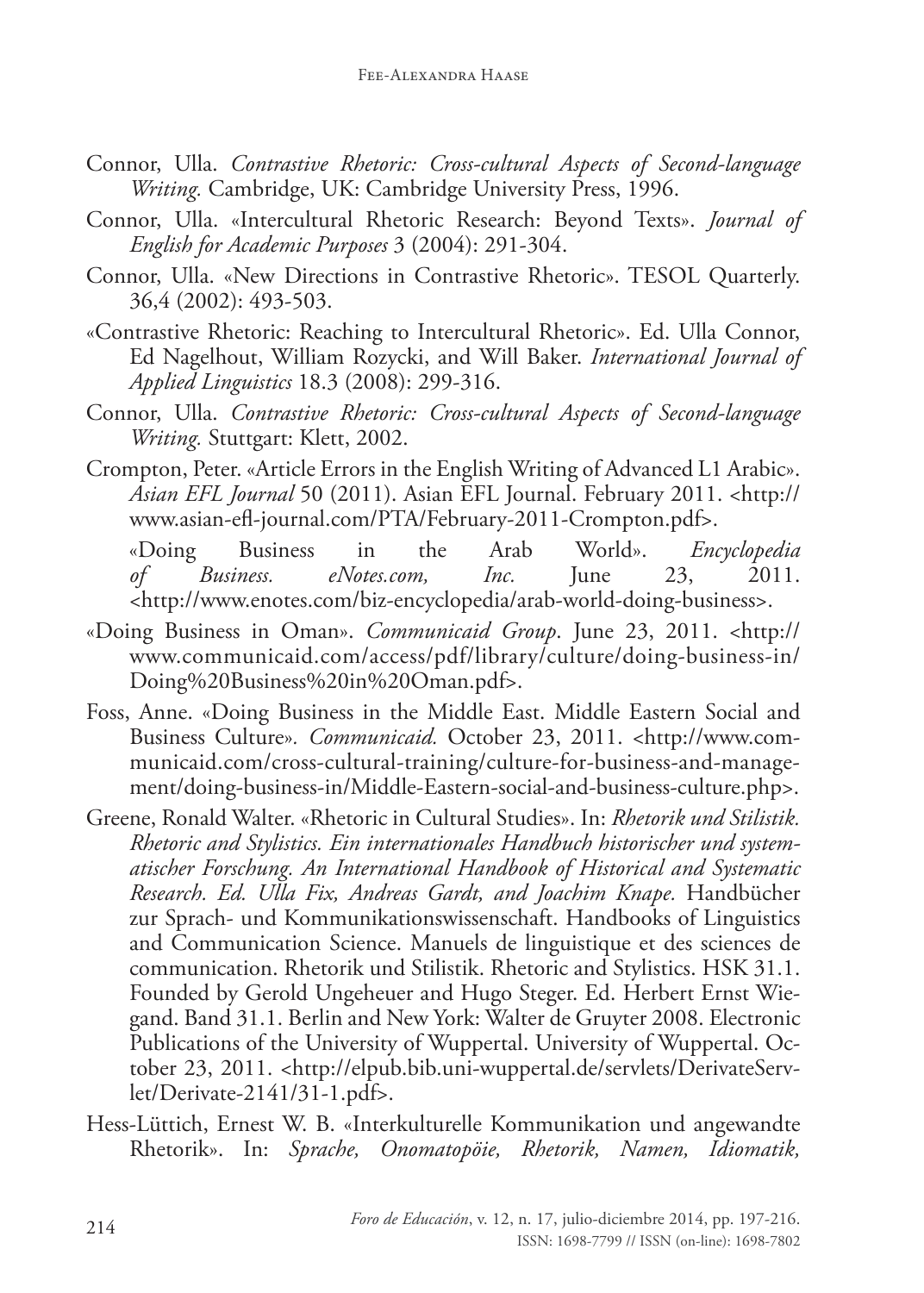Connor, Ulla. *Contrastive Rhetoric: Cross-cultural Aspects of Second-language Writing.* Cambridge, UK: Cambridge University Press, 1996.

Connor, Ulla. «Intercultural Rhetoric Research: Beyond Texts». *Journal of English for Academic Purposes* 3 (2004): 291-304.

Connor, Ulla. «New Directions in Contrastive Rhetoric». TESOL Quarterly. 36,4 (2002): 493-503.

«Contrastive Rhetoric: Reaching to Intercultural Rhetoric». Ed. Ulla Connor, Ed Nagelhout, William Rozycki, and Will Baker. *International Journal of Applied Linguistics* 18.3 (2008): 299-316.

Connor, Ulla. *Contrastive Rhetoric: Cross-cultural Aspects of Second-language Writing.* Stuttgart: Klett, 2002.

Crompton, Peter. «Article Errors in the English Writing of Advanced L1 Arabic». *Asian EFL Journal* 50 (2011). Asian EFL Journal. February 2011. <http://www.asian-efl-journal.com/PTA/February-2011-Crompton.pdf>.

«Doing Business in the Arab World». *Encyclopedia of Business. eNotes.com, Inc.* June 23, 2011. <http://www.enotes.com/biz-encyclopedia/arab-world-doing-business>.

«Doing Business in Oman». *Communicaid Group*. June 23, 2011. <http://www.communicaid.com/access/pdf/library/culture/doing-business-in/Doing%20Business%20in%20Oman.pdf>.

Foss, Anne. «Doing Business in the Middle East. Middle Eastern Social and Business Culture». *Communicaid.* October 23, 2011. <http://www.communicaid.com/cross-cultural-training/culture-for-business-and-management/doing-business-in/Middle-Eastern-social-and-business-culture.php>.

Greene, Ronald Walter. «Rhetoric in Cultural Studies». In: *Rhetorik und Stilistik. Rhetoric and Stylistics. Ein internationales Handbuch historischer und systematischer Forschung. An International Handbook of Historical and Systematic Research. Ed. Ulla Fix, Andreas Gardt, and Joachim Knape.* Handbücher zur Sprach- und Kommunikationswissenschaft. Handbooks of Linguistics and Communication Science. Manuels de linguistique et des sciences de communication. Rhetorik und Stilistik. Rhetoric and Stylistics. HSK 31.1. Founded by Gerold Ungeheuer and Hugo Steger. Ed. Herbert Ernst Wiegand. Band 31.1. Berlin and New York: Walter de Gruyter 2008. Electronic Publications of the University of Wuppertal. University of Wuppertal. October 23, 2011. <http://elpub.bib.uni-wuppertal.de/servlets/DerivateServlet/Derivate-2141/31-1.pdf>.

Hess-Lüttich, Ernest W. B. «Interkulturelle Kommunikation und angewandte Rhetorik». In: *Sprache, Onomatopöie, Rhetorik, Namen, Idiomatik,*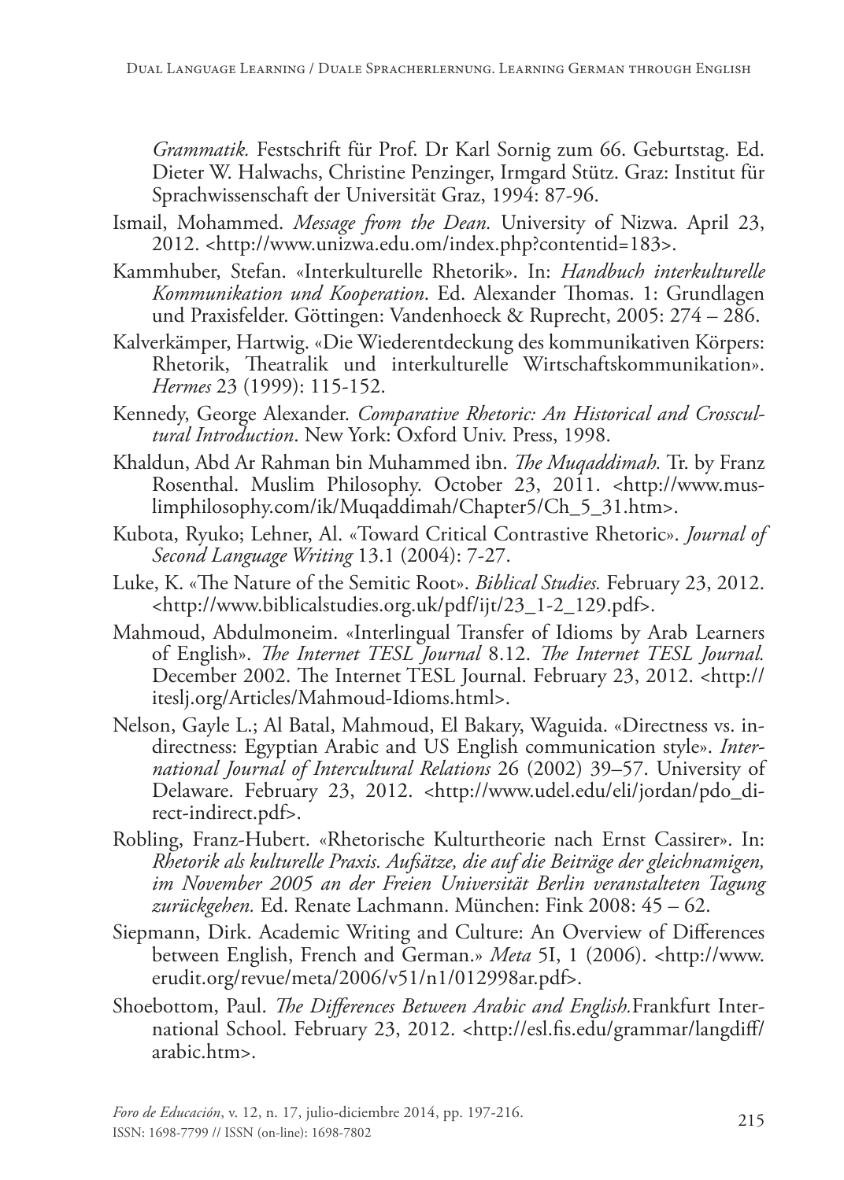*Grammatik.* Festschrift für Prof. Dr Karl Sornig zum 66. Geburtstag. Ed. Dieter W. Halwachs, Christine Penzinger, Irmgard Stütz. Graz: Institut für Sprachwissenschaft der Universität Graz, 1994: 87-96.

Ismail, Mohammed. *Message from the Dean.* University of Nizwa. April 23, 2012. <http://www.unizwa.edu.om/index.php?contentid=183>.

Kammhuber, Stefan. «Interkulturelle Rhetorik». In: *Handbuch interkulturelle Kommunikation und Kooperation*. Ed. Alexander Thomas. 1: Grundlagen und Praxisfelder. Göttingen: Vandenhoeck & Ruprecht, 2005: 274 – 286.

Kalverkämper, Hartwig. «Die Wiederentdeckung des kommunikativen Körpers: Rhetorik, Theatralik und interkulturelle Wirtschaftskommunikation». *Hermes* 23 (1999): 115-152.

Kennedy, George Alexander. *Comparative Rhetoric: An Historical and Crosscultural Introduction*. New York: Oxford Univ. Press, 1998.

Khaldun, Abd Ar Rahman bin Muhammed ibn. *The Muqaddimah.* Tr. by Franz Rosenthal. Muslim Philosophy. October 23, 2011. <http://www.muslimphilosophy.com/ik/Muqaddimah/Chapter5/Ch_5_31.htm>.

Kubota, Ryuko; Lehner, Al. «Toward Critical Contrastive Rhetoric». *Journal of Second Language Writing* 13.1 (2004): 7-27.

Luke, K. «The Nature of the Semitic Root». *Biblical Studies.* February 23, 2012. <http://www.biblicalstudies.org.uk/pdf/ijt/23_1-2_129.pdf>.

Mahmoud, Abdulmoneim. «Interlingual Transfer of Idioms by Arab Learners of English». *The Internet TESL Journal* 8.12. *The Internet TESL Journal.* December 2002. The Internet TESL Journal. February 23, 2012. <http://iteslj.org/Articles/Mahmoud-Idioms.html>.

Nelson, Gayle L.; Al Batal, Mahmoud, El Bakary, Waguida. «Directness vs. indirectness: Egyptian Arabic and US English communication style». *International Journal of Intercultural Relations* 26 (2002) 39–57. University of Delaware. February 23, 2012. <http://www.udel.edu/eli/jordan/pdo_direct-indirect.pdf>.

Robling, Franz-Hubert. «Rhetorische Kulturtheorie nach Ernst Cassirer». In: *Rhetorik als kulturelle Praxis. Aufsätze, die auf die Beiträge der gleichnamigen, im November 2005 an der Freien Universität Berlin veranstalteten Tagung zurückgehen.* Ed. Renate Lachmann. München: Fink 2008: 45 – 62.

Siepmann, Dirk. Academic Writing and Culture: An Overview of Differences between English, French and German.» *Meta* 5I, 1 (2006). <http://www.erudit.org/revue/meta/2006/v51/n1/012998ar.pdf>.

Shoebottom, Paul. *The Differences Between Arabic and English.*Frankfurt International School. February 23, 2012. <http://esl.fis.edu/grammar/langdiff/arabic.htm>.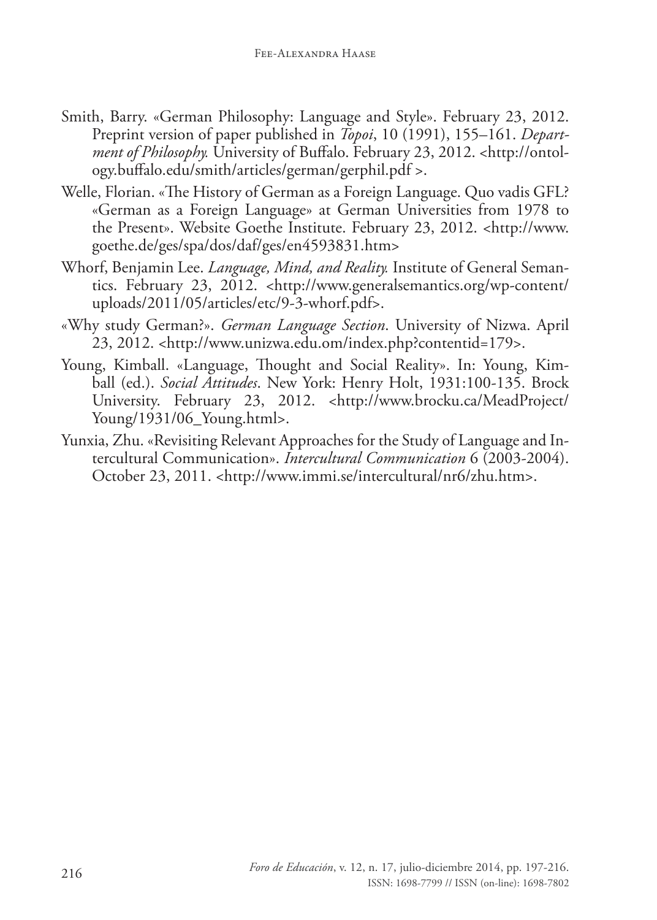Smith, Barry. «German Philosophy: Language and Style». February 23, 2012. Preprint version of paper published in *Topoi*, 10 (1991), 155–161. *Department of Philosophy.* University of Buffalo. February 23, 2012. <http://ontology.buffalo.edu/smith/articles/german/gerphil.pdf >.

Welle, Florian. «The History of German as a Foreign Language. Quo vadis GFL? «German as a Foreign Language» at German Universities from 1978 to the Present». Website Goethe Institute. February 23, 2012. <http://www.goethe.de/ges/spa/dos/daf/ges/en4593831.htm>

Whorf, Benjamin Lee. *Language, Mind, and Reality.* Institute of General Semantics. February 23, 2012. <http://www.generalsemantics.org/wp-content/uploads/2011/05/articles/etc/9-3-whorf.pdf>.

«Why study German?». *German Language Section*. University of Nizwa. April 23, 2012. <http://www.unizwa.edu.om/index.php?contentid=179>.

Young, Kimball. «Language, Thought and Social Reality». In: Young, Kimball (ed.). *Social Attitudes*. New York: Henry Holt, 1931:100-135. Brock University. February 23, 2012. <http://www.brocku.ca/MeadProject/Young/1931/06_Young.html>.

Yunxia, Zhu. «Revisiting Relevant Approaches for the Study of Language and Intercultural Communication». *Intercultural Communication* 6 (2003-2004). October 23, 2011. <http://www.immi.se/intercultural/nr6/zhu.htm>.